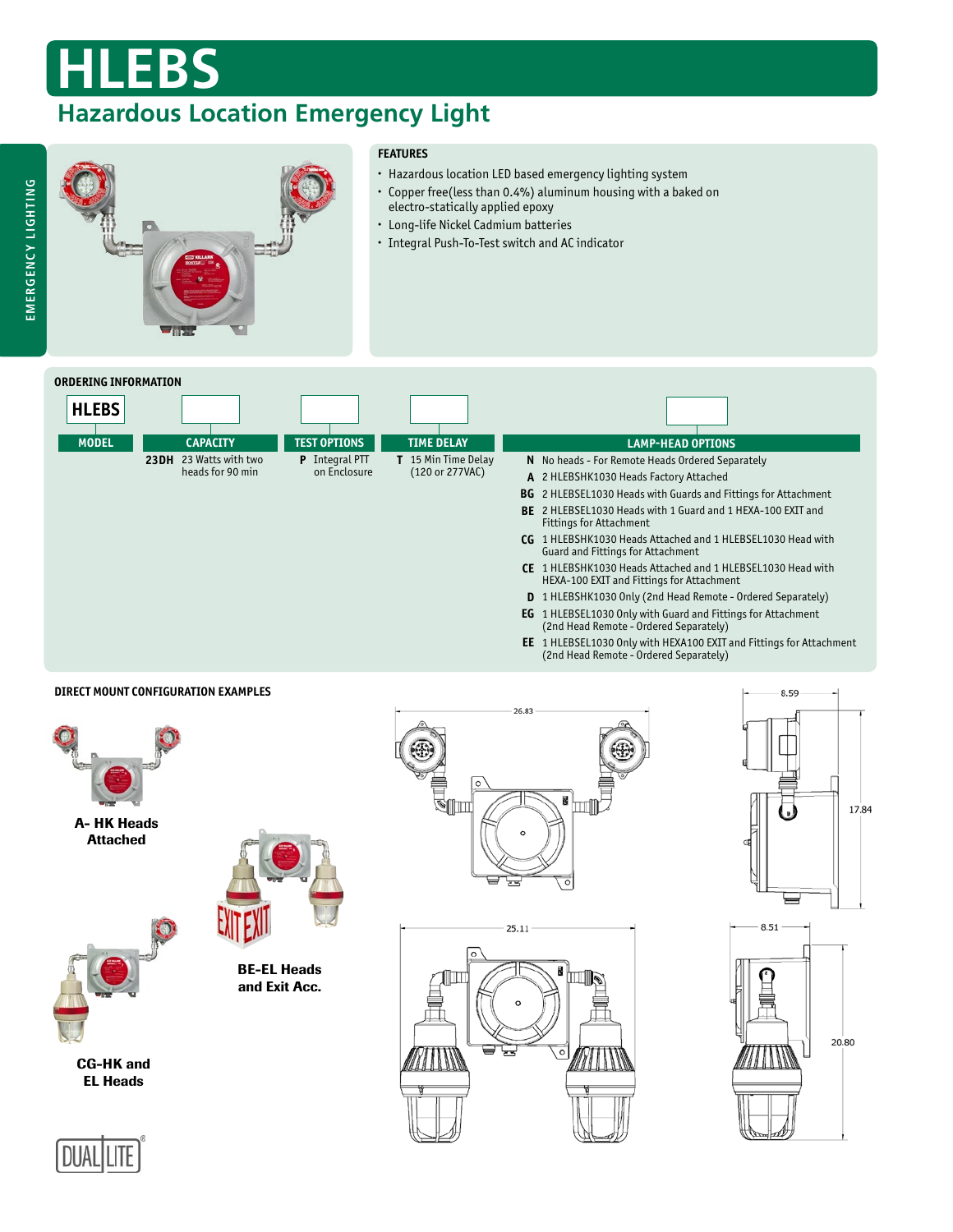# HLEBS

## Hazardous Location Emergency Light

### FEATURES

- Hazardous location LED based emergency lighting system
- Copper free(less than 0.4%) aluminum housing with a baked on electro-statically applied epoxy
- Long-life Nickel Cadmium batteries
- Integral Push-To-Test switch and AC indicator

### ORDERING INFORMATION

| MODEL | CAPACITY | TEST OPTIONS | TIME DELAY | LAMP-HEAD OPTIONS |
|---|---|---|---|---|
| HLEBS | **23DH** 23 Watts with two heads for 90 min | **P** Integral PTT on Enclosure | **T** 15 Min Time Delay (120 or 277VAC) | **N** No heads - For Remote Heads Ordered Separately |
| | | | | **A** 2 HLEBSHK1030 Heads Factory Attached |
| | | | | **BG** 2 HLEBSEL1030 Heads with Guards and Fittings for Attachment |
| | | | | **BE** 2 HLEBSEL1030 Heads with 1 Guard and 1 HEXA-100 EXIT and Fittings for Attachment |
| | | | | **CG** 1 HLEBSHK1030 Heads Attached and 1 HLEBSEL1030 Head with Guard and Fittings for Attachment |
| | | | | **CE** 1 HLEBSHK1030 Heads Attached and 1 HLEBSEL1030 Head with HEXA-100 EXIT and Fittings for Attachment |
| | | | | **D** 1 HLEBSHK1030 Only (2nd Head Remote - Ordered Separately) |
| | | | | **EG** 1 HLEBSEL1030 Only with Guard and Fittings for Attachment (2nd Head Remote - Ordered Separately) |
| | | | | **EE** 1 HLEBSEL1030 Only with HEXA100 EXIT and Fittings for Attachment (2nd Head Remote - Ordered Separately) |

### DIRECT MOUNT CONFIGURATION EXAMPLES

**A- HK Heads Attached**

**BE-EL Heads and Exit Acc.**

**CG-HK and EL Heads**

26.83

8.59

17.84

25.11

8.51

20.80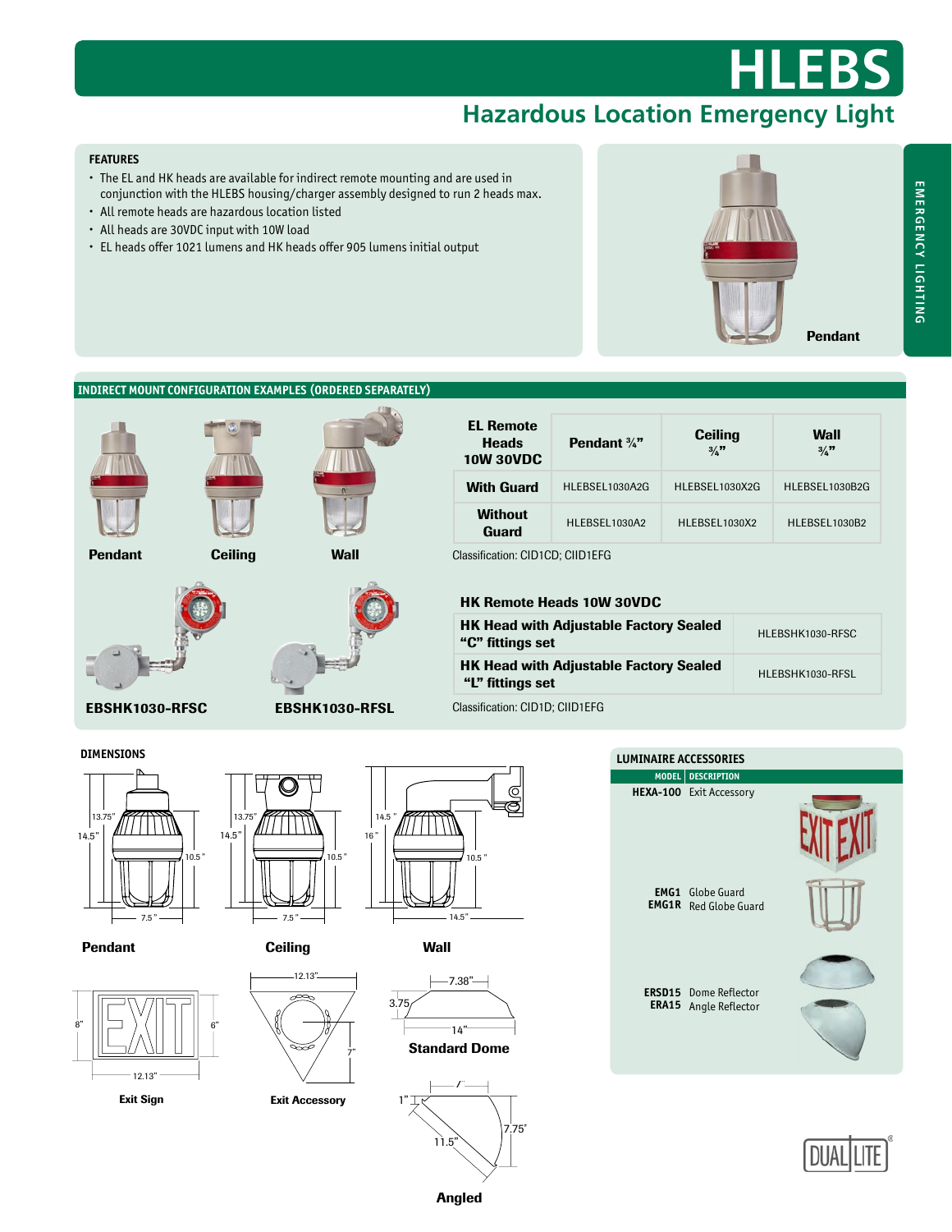# HLEBS

## Hazardous Location Emergency Light

EMERGENCY LIGHTING

### FEATURES

- The EL and HK heads are available for indirect remote mounting and are used in conjunction with the HLEBS housing/charger assembly designed to run 2 heads max.
- All remote heads are hazardous location listed
- All heads are 30VDC input with 10W load
- EL heads offer 1021 lumens and HK heads offer 905 lumens initial output

Pendant

### INDIRECT MOUNT CONFIGURATION EXAMPLES (ORDERED SEPARATELY)

Pendant

Ceiling

Wall

| EL Remote Heads 10W 30VDC | Pendant ¾" | Ceiling ¾" | Wall ¾" |
|---|---|---|---|
| With Guard | HLEBSEL1030A2G | HLEBSEL1030X2G | HLEBSEL1030B2G |
| Without Guard | HLEBSEL1030A2 | HLEBSEL1030X2 | HLEBSEL1030B2 |

Classification: CID1CD; CIID1EFG

EBSHK1030-RFSC

EBSHK1030-RFSL

**HK Remote Heads 10W 30VDC**

| | |
|---|---|
| HK Head with Adjustable Factory Sealed "C" fittings set | HLEBSHK1030-RFSC |
| HK Head with Adjustable Factory Sealed "L" fittings set | HLEBSHK1030-RFSL |

Classification: CID1D; CIID1EFG

### DIMENSIONS

13.75"
14.5"
10.5"
7.5"

**Pendant**

13.75"
14.5"
10.5"
7.5"

**Ceiling**

14.5"
16"
10.5"
14.5"

**Wall**

8"
6"
12.13"

**Exit Sign**

12.13"
7"

**Exit Accessory**

7.38"
3.75
14"

**Standard Dome**

1"
7"
7.75"
11.5"

**Angled**

### LUMINAIRE ACCESSORIES

| MODEL | DESCRIPTION |
|---|---|
| HEXA-100 | Exit Accessory |
| EMG1 | Globe Guard |
| EMG1R | Red Globe Guard |
| ERSD15 | Dome Reflector |
| ERA15 | Angle Reflector |

DUAL LITE®